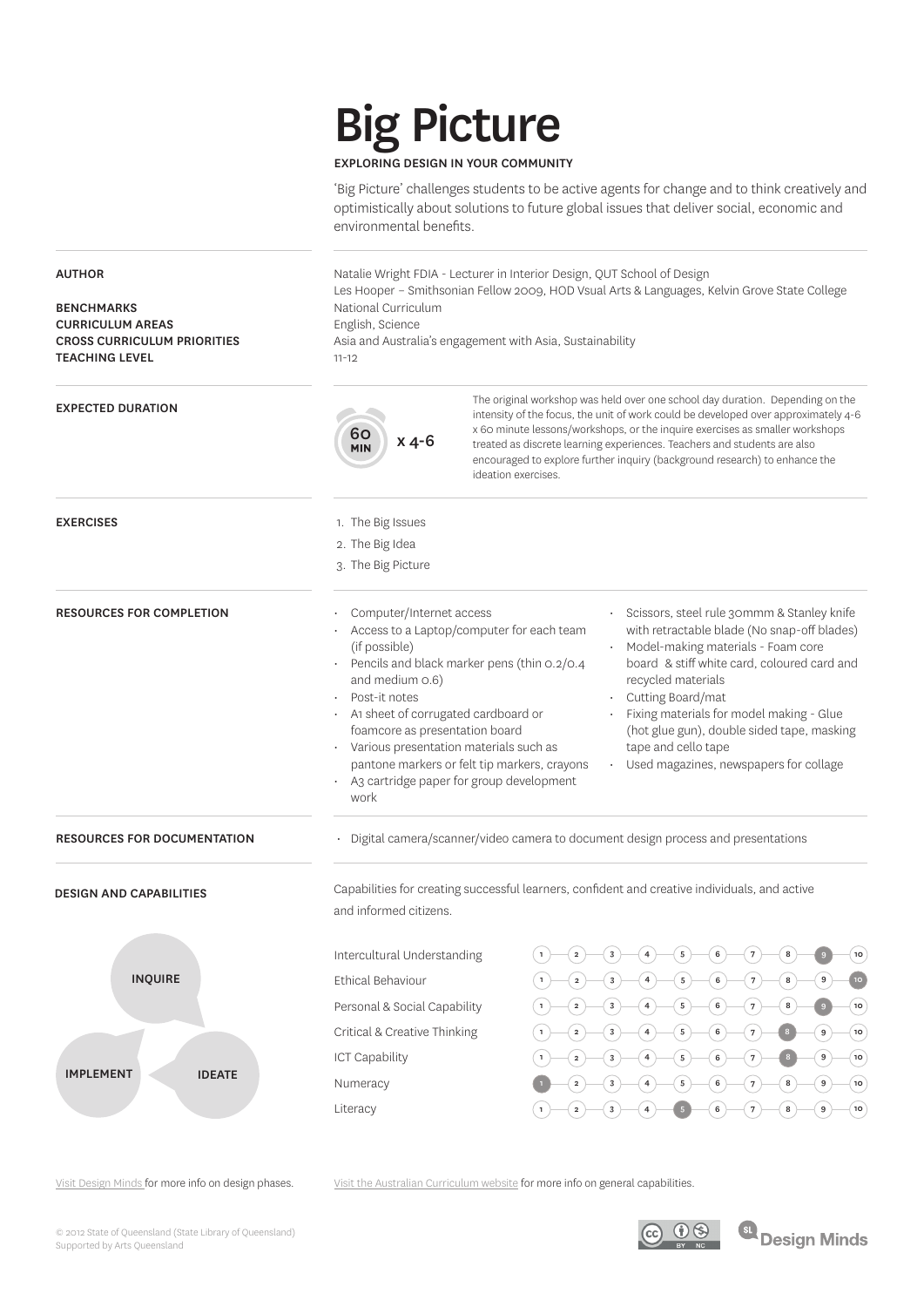# Big Picture

EXPLORING DESIGN IN YOUR COMMUNITY

'Big Picture' challenges students to be active agents for change and to think creatively and optimistically about solutions to future global issues that deliver social, economic and environmental benefits.

**AUTHOR**
Natalie Wright FDIA - Lecturer in Interior Design, QUT School of Design
Les Hooper – Smithsonian Fellow 2009, HOD Vsual Arts & Languages, Kelvin Grove State College

**BENCHMARKS**
National Curriculum

**CURRICULUM AREAS**
English, Science

**CROSS CURRICULUM PRIORITIES**
Asia and Australia's engagement with Asia, Sustainability

**TEACHING LEVEL**
11-12

**EXPECTED DURATION**

60 MIN x 4-6

The original workshop was held over one school day duration. Depending on the intensity of the focus, the unit of work could be developed over approximately 4-6 x 60 minute lessons/workshops, or the inquire exercises as smaller workshops treated as discrete learning experiences. Teachers and students are also encouraged to explore further inquiry (background research) to enhance the ideation exercises.

**EXERCISES**

1. The Big Issues
2. The Big Idea
3. The Big Picture

**RESOURCES FOR COMPLETION**

- Computer/Internet access
- Access to a Laptop/computer for each team (if possible)
- Pencils and black marker pens (thin 0.2/0.4 and medium 0.6)
- Post-it notes
- A1 sheet of corrugated cardboard or foamcore as presentation board
- Various presentation materials such as pantone markers or felt tip markers, crayons
- A3 cartridge paper for group development work
- Scissors, steel rule 30mmm & Stanley knife with retractable blade (No snap-off blades)
- Model-making materials - Foam core board & stiff white card, coloured card and recycled materials
- Cutting Board/mat
- Fixing materials for model making - Glue (hot glue gun), double sided tape, masking tape and cello tape
- Used magazines, newspapers for collage

**RESOURCES FOR DOCUMENTATION**

- Digital camera/scanner/video camera to document design process and presentations

**DESIGN AND CAPABILITIES**

INQUIRE — IDEATE — IMPLEMENT

Capabilities for creating successful learners, confident and creative individuals, and active and informed citizens.

| Capability | Level (1–10) |
|---|---|
| Intercultural Understanding | 9 |
| Ethical Behaviour | 10 |
| Personal & Social Capability | 9 |
| Critical & Creative Thinking | 8 |
| ICT Capability | 8 |
| Numeracy | 1 |
| Literacy | 5 |

Visit Design Minds for more info on design phases.

Visit the Australian Curriculum website for more info on general capabilities.

© 2012 State of Queensland (State Library of Queensland)
Supported by Arts Queensland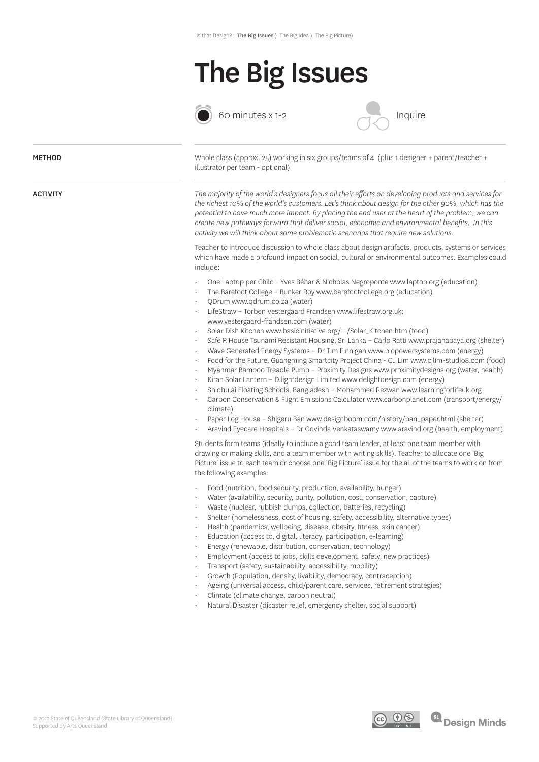# The Big Issues

60 minutes x 1-2

Inquire

**METHOD**

Whole class (approx. 25) working in six groups/teams of 4 (plus 1 designer + parent/teacher + illustrator per team - optional)

**ACTIVITY**

*The majority of the world's designers focus all their efforts on developing products and services for the richest 10% of the world's customers. Let's think about design for the other 90%, which has the potential to have much more impact. By placing the end user at the heart of the problem, we can create new pathways forward that deliver social, economic and environmental benefits. In this activity we will think about some problematic scenarios that require new solutions.*

Teacher to introduce discussion to whole class about design artifacts, products, systems or services which have made a profound impact on social, cultural or environmental outcomes. Examples could include:

- One Laptop per Child - Yves Béhar & Nicholas Negroponte www.laptop.org (education)
- The Barefoot College – Bunker Roy www.barefootcollege.org (education)
- QDrum www.qdrum.co.za (water)
- LifeStraw – Torben Vestergaard Frandsen www.lifestraw.org.uk; www.vestergaard-frandsen.com (water)
- Solar Dish Kitchen www.basicinitiative.org/.../Solar_Kitchen.htm (food)
- Safe R House Tsunami Resistant Housing, Sri Lanka – Carlo Ratti www.prajanapaya.org (shelter)
- Wave Generated Energy Systems – Dr Tim Finnigan www.biopowersystems.com (energy)
- Food for the Future, Guangming Smartcity Project China - CJ Lim www.cjlim-studio8.com (food)
- Myanmar Bamboo Treadle Pump – Proximity Designs www.proximitydesigns.org (water, health)
- Kiran Solar Lantern – D.lightdesign Limited www.delightdesign.com (energy)
- Shidhulai Floating Schools, Bangladesh – Mohammed Rezwan www.learningforlifeuk.org
- Carbon Conservation & Flight Emissions Calculator www.carbonplanet.com (transport/energy/climate)
- Paper Log House – Shigeru Ban www.designboom.com/history/ban_paper.html (shelter)
- Aravind Eyecare Hospitals – Dr Govinda Venkataswamy www.aravind.org (health, employment)

Students form teams (ideally to include a good team leader, at least one team member with drawing or making skills, and a team member with writing skills). Teacher to allocate one 'Big Picture' issue to each team or choose one 'Big Picture' issue for the all of the teams to work on from the following examples:

- Food (nutrition, food security, production, availability, hunger)
- Water (availability, security, purity, pollution, cost, conservation, capture)
- Waste (nuclear, rubbish dumps, collection, batteries, recycling)
- Shelter (homelessness, cost of housing, safety, accessibility, alternative types)
- Health (pandemics, wellbeing, disease, obesity, fitness, skin cancer)
- Education (access to, digital, literacy, participation, e-learning)
- Energy (renewable, distribution, conservation, technology)
- Employment (access to jobs, skills development, safety, new practices)
- Transport (safety, sustainability, accessibility, mobility)
- Growth (Population, density, livability, democracy, contraception)
- Ageing (universal access, child/parent care, services, retirement strategies)
- Climate (climate change, carbon neutral)
- Natural Disaster (disaster relief, emergency shelter, social support)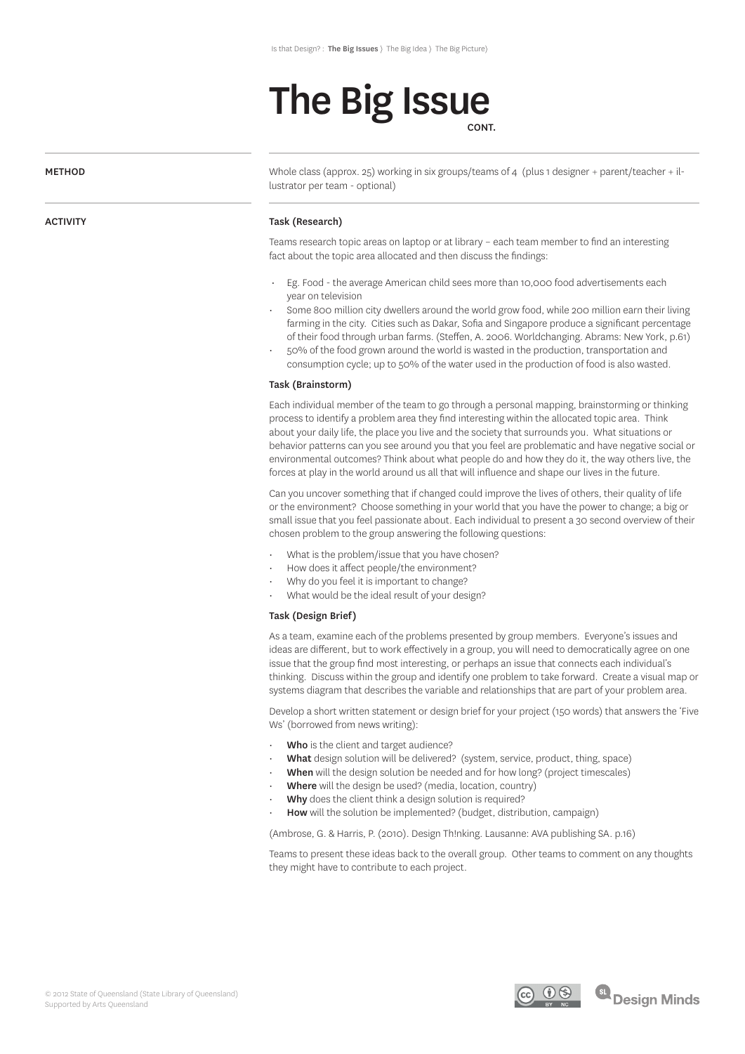# The Big Issue

CONT.

**METHOD**

Whole class (approx. 25) working in six groups/teams of 4 (plus 1 designer + parent/teacher + illustrator per team - optional)

**ACTIVITY**

### Task (Research)

Teams research topic areas on laptop or at library – each team member to find an interesting fact about the topic area allocated and then discuss the findings:

- Eg. Food - the average American child sees more than 10,000 food advertisements each year on television
- Some 800 million city dwellers around the world grow food, while 200 million earn their living farming in the city. Cities such as Dakar, Sofia and Singapore produce a significant percentage of their food through urban farms. (Steffen, A. 2006. Worldchanging. Abrams: New York, p.61)
- 50% of the food grown around the world is wasted in the production, transportation and consumption cycle; up to 50% of the water used in the production of food is also wasted.

### Task (Brainstorm)

Each individual member of the team to go through a personal mapping, brainstorming or thinking process to identify a problem area they find interesting within the allocated topic area. Think about your daily life, the place you live and the society that surrounds you. What situations or behavior patterns can you see around you that you feel are problematic and have negative social or environmental outcomes? Think about what people do and how they do it, the way others live, the forces at play in the world around us all that will influence and shape our lives in the future.

Can you uncover something that if changed could improve the lives of others, their quality of life or the environment? Choose something in your world that you have the power to change; a big or small issue that you feel passionate about. Each individual to present a 30 second overview of their chosen problem to the group answering the following questions:

- What is the problem/issue that you have chosen?
- How does it affect people/the environment?
- Why do you feel it is important to change?
- What would be the ideal result of your design?

### Task (Design Brief)

As a team, examine each of the problems presented by group members. Everyone's issues and ideas are different, but to work effectively in a group, you will need to democratically agree on one issue that the group find most interesting, or perhaps an issue that connects each individual's thinking. Discuss within the group and identify one problem to take forward. Create a visual map or systems diagram that describes the variable and relationships that are part of your problem area.

Develop a short written statement or design brief for your project (150 words) that answers the 'Five Ws' (borrowed from news writing):

- **Who** is the client and target audience?
- **What** design solution will be delivered? (system, service, product, thing, space)
- **When** will the design solution be needed and for how long? (project timescales)
- **Where** will the design be used? (media, location, country)
- **Why** does the client think a design solution is required?
- **How** will the solution be implemented? (budget, distribution, campaign)

(Ambrose, G. & Harris, P. (2010). Design Th!nking. Lausanne: AVA publishing SA. p.16)

Teams to present these ideas back to the overall group. Other teams to comment on any thoughts they might have to contribute to each project.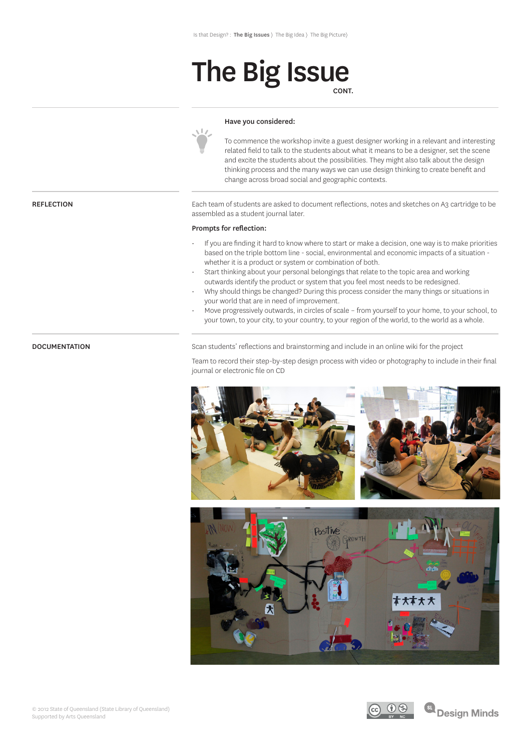# The Big Issue

CONT.

**Have you considered:**

To commence the workshop invite a guest designer working in a relevant and interesting related field to talk to the students about what it means to be a designer, set the scene and excite the students about the possibilities. They might also talk about the design thinking process and the many ways we can use design thinking to create benefit and change across broad social and geographic contexts.

## REFLECTION

Each team of students are asked to document reflections, notes and sketches on A3 cartridge to be assembled as a student journal later.

**Prompts for reflection:**

- If you are finding it hard to know where to start or make a decision, one way is to make priorities based on the triple bottom line - social, environmental and economic impacts of a situation - whether it is a product or system or combination of both.
- Start thinking about your personal belongings that relate to the topic area and working outwards identify the product or system that you feel most needs to be redesigned.
- Why should things be changed? During this process consider the many things or situations in your world that are in need of improvement.
- Move progressively outwards, in circles of scale – from yourself to your home, to your school, to your town, to your city, to your country, to your region of the world, to the world as a whole.

## DOCUMENTATION

Scan students' reflections and brainstorming and include in an online wiki for the project

Team to record their step-by-step design process with video or photography to include in their final journal or electronic file on CD

© 2012 State of Queensland (State Library of Queensland)
Supported by Arts Queensland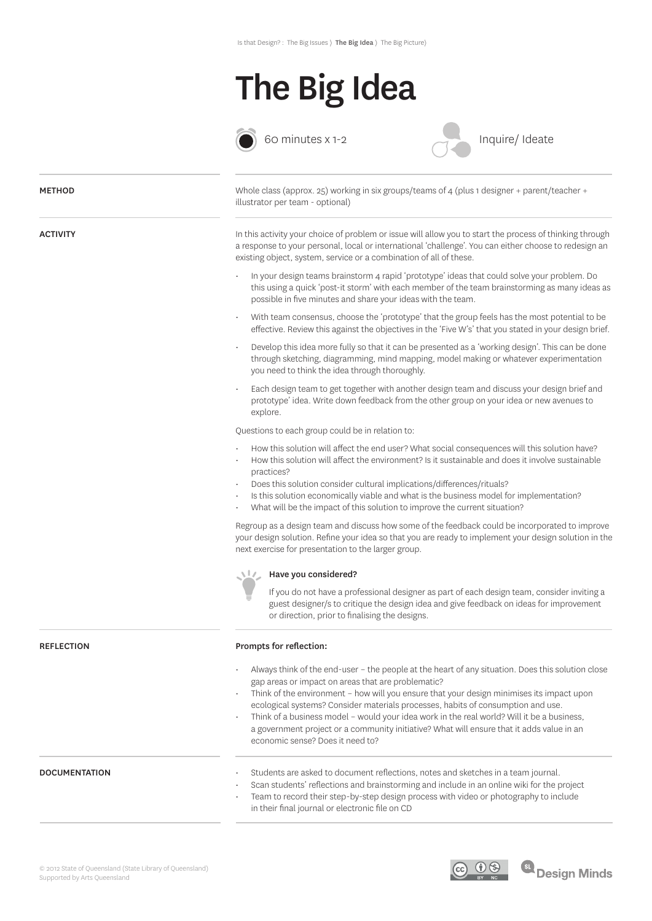# The Big Idea

60 minutes x 1-2

Inquire/ Ideate

## METHOD

Whole class (approx. 25) working in six groups/teams of 4 (plus 1 designer + parent/teacher + illustrator per team - optional)

## ACTIVITY

In this activity your choice of problem or issue will allow you to start the process of thinking through a response to your personal, local or international 'challenge'. You can either choose to redesign an existing object, system, service or a combination of all of these.

- In your design teams brainstorm 4 rapid 'prototype' ideas that could solve your problem. Do this using a quick 'post-it storm' with each member of the team brainstorming as many ideas as possible in five minutes and share your ideas with the team.
- With team consensus, choose the 'prototype' that the group feels has the most potential to be effective. Review this against the objectives in the 'Five W's' that you stated in your design brief.
- Develop this idea more fully so that it can be presented as a 'working design'. This can be done through sketching, diagramming, mind mapping, model making or whatever experimentation you need to think the idea through thoroughly.
- Each design team to get together with another design team and discuss your design brief and prototype' idea. Write down feedback from the other group on your idea or new avenues to explore.

Questions to each group could be in relation to:

- How this solution will affect the end user? What social consequences will this solution have?
- How this solution will affect the environment? Is it sustainable and does it involve sustainable practices?
- Does this solution consider cultural implications/differences/rituals?
- Is this solution economically viable and what is the business model for implementation?
- What will be the impact of this solution to improve the current situation?

Regroup as a design team and discuss how some of the feedback could be incorporated to improve your design solution. Refine your idea so that you are ready to implement your design solution in the next exercise for presentation to the larger group.

**Have you considered?**

If you do not have a professional designer as part of each design team, consider inviting a guest designer/s to critique the design idea and give feedback on ideas for improvement or direction, prior to finalising the designs.

## REFLECTION

**Prompts for reflection:**

- Always think of the end-user – the people at the heart of any situation. Does this solution close gap areas or impact on areas that are problematic?
- Think of the environment – how will you ensure that your design minimises its impact upon ecological systems? Consider materials processes, habits of consumption and use.
- Think of a business model – would your idea work in the real world? Will it be a business, a government project or a community initiative? What will ensure that it adds value in an economic sense? Does it need to?

## DOCUMENTATION

- Students are asked to document reflections, notes and sketches in a team journal.
- Scan students' reflections and brainstorming and include in an online wiki for the project
- Team to record their step-by-step design process with video or photography to include in their final journal or electronic file on CD

© 2012 State of Queensland (State Library of Queensland)
Supported by Arts Queensland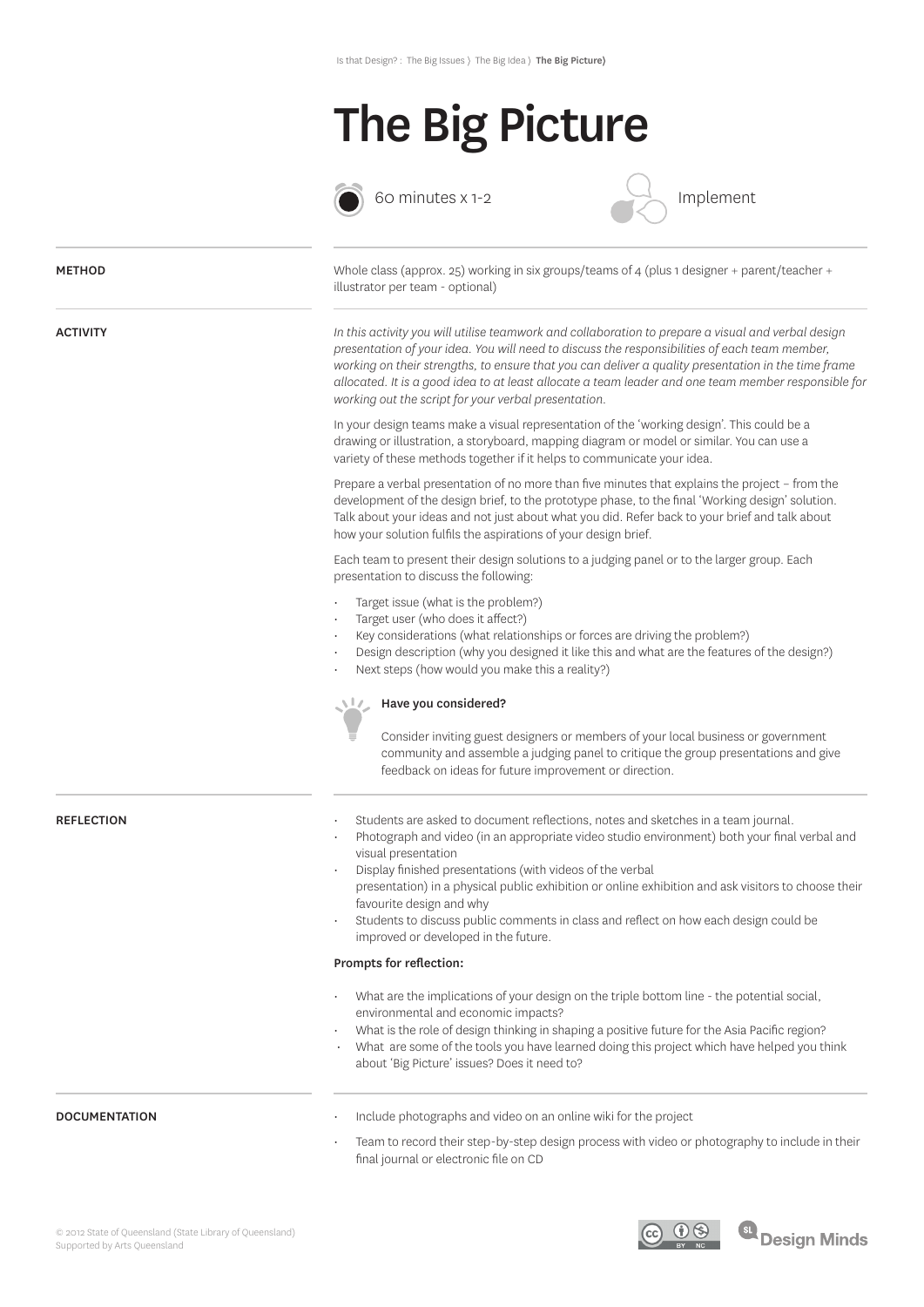Is that Design? : The Big Issues ) The Big Idea ) **The Big Picture)**

# The Big Picture

60 minutes x 1-2

Implement

## METHOD

Whole class (approx. 25) working in six groups/teams of 4 (plus 1 designer + parent/teacher + illustrator per team - optional)

## ACTIVITY

*In this activity you will utilise teamwork and collaboration to prepare a visual and verbal design presentation of your idea. You will need to discuss the responsibilities of each team member, working on their strengths, to ensure that you can deliver a quality presentation in the time frame allocated. It is a good idea to at least allocate a team leader and one team member responsible for working out the script for your verbal presentation.*

In your design teams make a visual representation of the 'working design'. This could be a drawing or illustration, a storyboard, mapping diagram or model or similar. You can use a variety of these methods together if it helps to communicate your idea.

Prepare a verbal presentation of no more than five minutes that explains the project – from the development of the design brief, to the prototype phase, to the final 'Working design' solution. Talk about your ideas and not just about what you did. Refer back to your brief and talk about how your solution fulfils the aspirations of your design brief.

Each team to present their design solutions to a judging panel or to the larger group. Each presentation to discuss the following:

- Target issue (what is the problem?)
- Target user (who does it affect?)
- Key considerations (what relationships or forces are driving the problem?)
- Design description (why you designed it like this and what are the features of the design?)
- Next steps (how would you make this a reality?)

**Have you considered?**

Consider inviting guest designers or members of your local business or government community and assemble a judging panel to critique the group presentations and give feedback on ideas for future improvement or direction.

## REFLECTION

- Students are asked to document reflections, notes and sketches in a team journal.
- Photograph and video (in an appropriate video studio environment) both your final verbal and visual presentation
- Display finished presentations (with videos of the verbal presentation) in a physical public exhibition or online exhibition and ask visitors to choose their favourite design and why
- Students to discuss public comments in class and reflect on how each design could be improved or developed in the future.

**Prompts for reflection:**

- What are the implications of your design on the triple bottom line - the potential social, environmental and economic impacts?
- What is the role of design thinking in shaping a positive future for the Asia Pacific region?
- What are some of the tools you have learned doing this project which have helped you think about 'Big Picture' issues? Does it need to?

## DOCUMENTATION

- Include photographs and video on an online wiki for the project
- Team to record their step-by-step design process with video or photography to include in their final journal or electronic file on CD

© 2012 State of Queensland (State Library of Queensland)
Supported by Arts Queensland

Design Minds